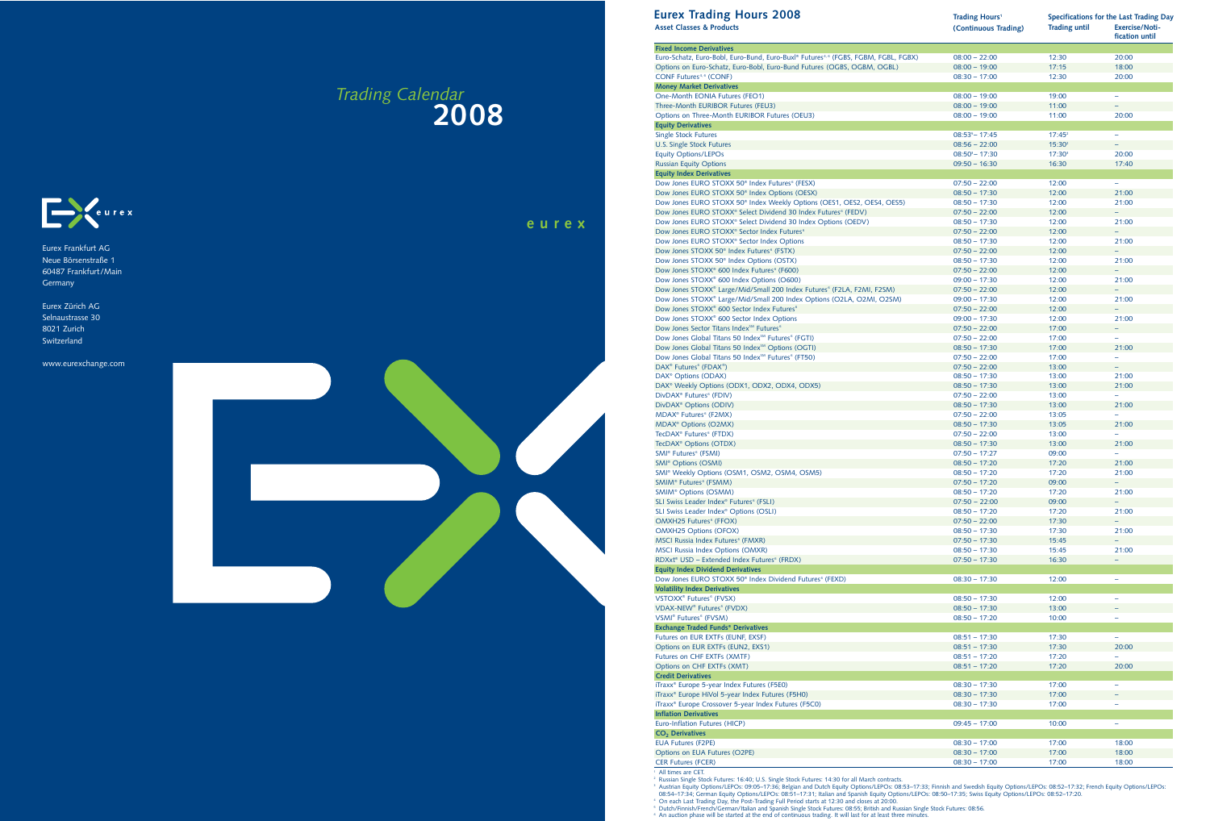*Trading Calendar*
**2008**

eurex

Eurex Frankfurt AG
Neue Börsenstraße 1
60487 Frankfurt/Main
Germany

Eurex Zürich AG
Selnaustrasse 30
8021 Zurich
Switzerland

www.eurexchange.com

## Eurex Trading Hours 2008

| Asset Classes & Products | Trading Hours[1] (Continuous Trading) | Specifications for the Last Trading Day: Trading until | Exercise/Notification until |
|---|---|---|---|
| **Fixed Income Derivatives** | | | |
| Euro-Schatz, Euro-Bobl, Euro-Bund, Euro-Buxl® Futures[4, 6] (FGBS, FGBM, FGBL, FGBX) | 08:00 – 22:00 | 12:30 | 20:00 |
| Options on Euro-Schatz, Euro-Bobl, Euro-Bund Futures (OGBS, OGBM, OGBL) | 08:00 – 19:00 | 17:15 | 18:00 |
| CONF Futures[4, 6] (CONF) | 08:30 – 17:00 | 12:30 | 20:00 |
| **Money Market Derivatives** | | | |
| One-Month EONIA Futures (FEO1) | 08:00 – 19:00 | 19:00 | – |
| Three-Month EURIBOR Futures (FEU3) | 08:00 – 19:00 | 11:00 | – |
| Options on Three-Month EURIBOR Futures (OEU3) | 08:00 – 19:00 | 11:00 | 20:00 |
| **Equity Derivatives** | | | |
| Single Stock Futures | 08:53[5] – 17:45 | 17:45[2] | – |
| U.S. Single Stock Futures | 08:56 – 22:00 | 15:30[2] | – |
| Equity Options/LEPOs | 08:50[3] – 17:30 | 17:30[3] | 20:00 |
| Russian Equity Options | 09:50 – 16:30 | 16:30 | 17:40 |
| **Equity Index Derivatives** | | | |
| Dow Jones EURO STOXX 50® Index Futures[6] (FESX) | 07:50 – 22:00 | 12:00 | – |
| Dow Jones EURO STOXX 50® Index Options (OESX) | 08:50 – 17:30 | 12:00 | 21:00 |
| Dow Jones EURO STOXX 50® Index Weekly Options (OES1, OES2, OES4, OES5) | 08:50 – 17:30 | 12:00 | 21:00 |
| Dow Jones EURO STOXX® Select Dividend 30 Index Futures[6] (FEDV) | 07:50 – 22:00 | 12:00 | – |
| Dow Jones EURO STOXX® Select Dividend 30 Index Options (OEDV) | 08:50 – 17:30 | 12:00 | 21:00 |
| Dow Jones EURO STOXX® Sector Index Futures[6] | 07:50 – 22:00 | 12:00 | – |
| Dow Jones EURO STOXX® Sector Index Options | 08:50 – 17:30 | 12:00 | 21:00 |
| Dow Jones STOXX 50® Index Futures[6] (FSTX) | 07:50 – 22:00 | 12:00 | – |
| Dow Jones STOXX 50® Index Options (OSTX) | 08:50 – 17:30 | 12:00 | 21:00 |
| Dow Jones STOXX® 600 Index Futures[6] (F600) | 07:50 – 22:00 | 12:00 | – |
| Dow Jones STOXX® 600 Index Options (O600) | 09:00 – 17:30 | 12:00 | 21:00 |
| Dow Jones STOXX® Large/Mid/Small 200 Index Futures[6] (F2LA, F2MI, F2SM) | 07:50 – 22:00 | 12:00 | – |
| Dow Jones STOXX® Large/Mid/Small 200 Index Options (O2LA, O2MI, O2SM) | 09:00 – 17:30 | 12:00 | 21:00 |
| Dow Jones STOXX® 600 Sector Index Futures[6] | 07:50 – 22:00 | 12:00 | – |
| Dow Jones STOXX® 600 Sector Index Options | 09:00 – 17:30 | 12:00 | 21:00 |
| Dow Jones Sector Titans Index[SM] Futures[6] | 07:50 – 22:00 | 17:00 | – |
| Dow Jones Global Titans 50 Index[SM] Futures[6] (FGTI) | 07:50 – 22:00 | 17:00 | – |
| Dow Jones Global Titans 50 Index[SM] Options (OGTI) | 08:50 – 17:30 | 17:00 | 21:00 |
| Dow Jones Global Titans 50 Index[SM] Futures[6] (FT50) | 07:50 – 22:00 | 17:00 | – |
| DAX® Futures[6] (FDAX®) | 07:50 – 22:00 | 13:00 | – |
| DAX® Options (ODAX) | 08:50 – 17:30 | 13:00 | 21:00 |
| DAX® Weekly Options (ODX1, ODX2, ODX4, ODX5) | 08:50 – 17:30 | 13:00 | 21:00 |
| DivDAX® Futures[6] (FDIV) | 07:50 – 22:00 | 13:00 | – |
| DivDAX® Options (ODIV) | 08:50 – 17:30 | 13:00 | 21:00 |
| MDAX® Futures[6] (F2MX) | 07:50 – 22:00 | 13:05 | – |
| MDAX® Options (O2MX) | 08:50 – 17:30 | 13:05 | 21:00 |
| TecDAX® Futures[6] (FTDX) | 07:50 – 22:00 | 13:00 | – |
| TecDAX® Options (OTDX) | 08:50 – 17:30 | 13:00 | 21:00 |
| SMI® Futures[6] (FSMI) | 07:50 – 17:27 | 09:00 | – |
| SMI® Options (OSMI) | 08:50 – 17:20 | 17:20 | 21:00 |
| SMI® Weekly Options (OSM1, OSM2, OSM4, OSM5) | 08:50 – 17:20 | 17:20 | 21:00 |
| SMIM® Futures[6] (FSMM) | 07:50 – 17:20 | 09:00 | – |
| SMIM® Options (OSMM) | 08:50 – 17:20 | 17:20 | 21:00 |
| SLI Swiss Leader Index® Futures[6] (FSLI) | 07:50 – 22:00 | 09:00 | – |
| SLI Swiss Leader Index® Options (OSLI) | 08:50 – 17:20 | 17:20 | 21:00 |
| OMXH25 Futures[6] (FFOX) | 07:50 – 22:00 | 17:30 | – |
| OMXH25 Options (OFOX) | 08:50 – 17:30 | 17:30 | 21:00 |
| MSCI Russia Index Futures[6] (FMXR) | 07:50 – 17:30 | 15:45 | – |
| MSCI Russia Index Options (OMXR) | 08:50 – 17:30 | 15:45 | 21:00 |
| RDXxt® USD – Extended Index Futures[6] (FRDX) | 07:50 – 17:30 | 16:30 | – |
| **Equity Index Dividend Derivatives** | | | |
| Dow Jones EURO STOXX 50® Index Dividend Futures[6] (FEXD) | 08:30 – 17:30 | 12:00 | – |
| **Volatility Index Derivatives** | | | |
| VSTOXX® Futures[6] (FVSX) | 08:50 – 17:30 | 12:00 | – |
| VDAX-NEW® Futures[6] (FVDX) | 08:50 – 17:30 | 13:00 | – |
| VSMI® Futures[6] (FVSM) | 08:50 – 17:20 | 10:00 | – |
| **Exchange Traded Funds® Derivatives** | | | |
| Futures on EUR EXTFs (EUNF, EXSF) | 08:51 – 17:30 | 17:30 | – |
| Options on EUR EXTFs (EUN2, EXS1) | 08:51 – 17:30 | 17:30 | 20:00 |
| Futures on CHF EXTFs (XMTF) | 08:51 – 17:20 | 17:20 | – |
| Options on CHF EXTFs (XMT) | 08:51 – 17:20 | 17:20 | 20:00 |
| **Credit Derivatives** | | | |
| iTraxx® Europe 5-year Index Futures (F5E0) | 08:30 – 17:30 | 17:00 | – |
| iTraxx® Europe HiVol 5-year Index Futures (F5H0) | 08:30 – 17:30 | 17:00 | – |
| iTraxx® Europe Crossover 5-year Index Futures (F5C0) | 08:30 – 17:30 | 17:00 | – |
| **Inflation Derivatives** | | | |
| Euro-Inflation Futures (HICP) | 09:45 – 17:00 | 10:00 | – |
| **$CO_2$ Derivatives** | | | |
| EUA Futures (F2PE) | 08:30 – 17:00 | 17:00 | 18:00 |
| Options on EUA Futures (O2PE) | 08:30 – 17:00 | 17:00 | 18:00 |
| CER Futures (FCER) | 08:30 – 17:00 | 17:00 | 18:00 |

[1] All times are CET.
[2] Russian Single Stock Futures: 16:40; U.S. Single Stock Futures: 14:30 for all March contracts.
[3] Austrian Equity Options/LEPOs: 09:05–17:36; Belgian and Dutch Equity Options/LEPOs: 08:53–17:33; Finnish and Swedish Equity Options/LEPOs: 08:52–17:32; French Equity Options/LEPOs: 08:54–17:34; German Equity Options/LEPOs: 08:51–17:31; Italian and Spanish Equity Options/LEPOs: 08:50–17:35; Swiss Equity Options/LEPOs: 08:52–17:20.
[4] On each Last Trading Day, the Post-Trading Full Period starts at 12:30 and closes at 20:00.
[5] Dutch/Finnish/French/German/Italian and Spanish Single Stock Futures: 08:55; British and Russian Single Stock Futures: 08:56.
[6] An auction phase will be started at the end of continuous trading. It will last for at least three minutes.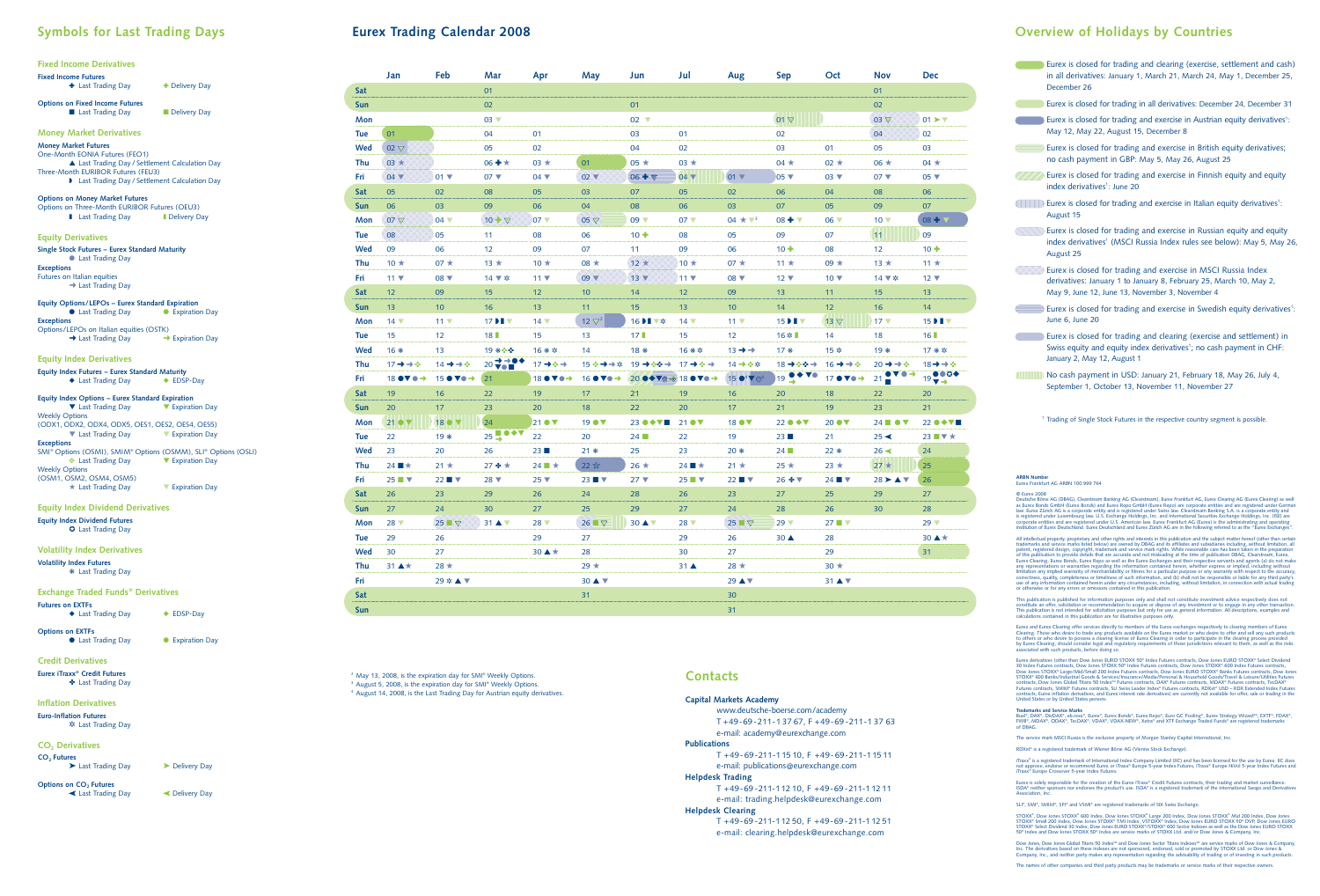## Symbols for Last Trading Days

### Fixed Income Derivatives

**Fixed Income Futures**
✚ Last Trading Day ✚ Delivery Day

**Options on Fixed Income Futures**
■ Last Trading Day ■ Delivery Day

### Money Market Derivatives

**Money Market Futures**
One-Month EONIA Futures (FEO1)
▲ Last Trading Day / Settlement Calculation Day
Three-Month EURIBOR Futures (FEU3)
◗ Last Trading Day / Settlement Calculation Day

**Options on Money Market Futures**
Options on Three-Month EURIBOR Futures (OEU3)
▮ Last Trading Day ▮ Delivery Day

### Equity Derivatives

**Single Stock Futures – Eurex Standard Maturity**
● Last Trading Day

**Exceptions**
Futures on Italian equities
→ Last Trading Day

**Equity Options/LEPOs – Eurex Standard Expiration**
● Last Trading Day ● Expiration Day

**Exceptions**
Options/LEPOs on Italian equities (OSTK)
→ Last Trading Day → Expiration Day

### Equity Index Derivatives

**Equity Index Futures – Eurex Standard Maturity**
◆ Last Trading Day ◆ EDSP-Day

**Equity Index Options – Eurex Standard Expiration**
▼ Last Trading Day ▼ Expiration Day
Weekly Options
(ODX1, ODX2, ODX4, ODX5, OES1, OES2, OES4, OES5)
▼ Last Trading Day ▼ Expiration Day

**Exceptions**
SMI® Options (OSMI), SMIM® Options (OSMM), SLI® Options (OSLI)
✧ Last Trading Day ▼ Expiration Day
Weekly Options
(OSM1, OSM2, OSM4, OSM5)
★ Last Trading Day ▼ Expiration Day

### Equity Index Dividend Derivatives

**Equity Index Dividend Futures**
✪ Last Trading Day

### Volatility Index Derivatives

**Volatility Index Futures**
✱ Last Trading Day

### Exchange Traded Funds® Derivatives

**Futures on EXTFs**
◆ Last Trading Day ◆ EDSP-Day

**Options on EXTFs**
● Last Trading Day ● Expiration Day

### Credit Derivatives

**Eurex iTraxx® Credit Futures**
✚ Last Trading Day

### Inflation Derivatives

**Euro-Inflation Futures**
✲ Last Trading Day

### $CO_2$ Derivatives

**$CO_2$ Futures**
➤ Last Trading Day ➤ Delivery Day

**Options on $CO_2$ Futures**
◀ Last Trading Day ◀ Delivery Day

## Eurex Trading Calendar 2008

| | Jan | Feb | Mar | Apr | May | Jun | Jul | Aug | Sep | Oct | Nov | Dec |
|---|---|---|---|---|---|---|---|---|---|---|---|---|
| Sat | | | 01 | | | | | | | | 01 | |
| Sun | | | 02 | | | 01 | | | | | 02 | |
| Mon | | | 03 ▼ | | | 02 ▼ | | | 01 ▽ | | 03 ▽ | 01 ➤▼ |
| Tue | 01 | | 04 | 01 | | 03 | 01 | | 02 | | 04 | 02 |
| Wed | 02 ▽ | | 05 | 02 | | 04 | 02 | | 03 | 01 | 05 | 03 |
| Thu | 03 ★ | | 06 ✚★ | 03 ★ | 01 | 05 ★ | 03 ★ | | 04 ★ | 02 ★ | 06 ★ | 04 ★ |
| Fri | 04 ▼ | 01 ▼ | 07 ▼ | 04 ▼ | 02 ▼ | 06 ✚▽ | 04 ▼ | 01 ▼ | 05 ▼ | 03 ▼ | 07 ▼ | 05 ▼ |
| Sat | 05 | 02 | 08 | 05 | 03 | 07 | 05 | 02 | 06 | 04 | 08 | 06 |
| Sun | 06 | 03 | 09 | 06 | 04 | 08 | 06 | 03 | 07 | 05 | 09 | 07 |
| Mon | 07 ▽ | 04 ▼ | 10 ✚▽ | 07 ▼ | 05 ▽ | 09 ▼ | 07 ▼ | 04 ★▼[3] | 08 ✚▼ | 06 ▼ | 10 ▼ | 08 ✚▼ |
| Tue | 08 | 05 | 11 | 08 | 06 | 10 ✚ | 08 | 05 | 09 | 07 | 11 | 09 |
| Wed | 09 | 06 | 12 | 09 | 07 | 11 | 09 | 06 | 10 ✚ | 08 | 12 | 10 ✚ |
| Thu | 10 ★ | 07 ★ | 13 ★ | 10 ★ | 08 ★ | 12 ★ | 10 ★ | 07 ★ | 11 ★ | 09 ★ | 13 ★ | 11 ★ |
| Fri | 11 ▼ | 08 ▼ | 14 ▼✲ | 11 ▼ | 09 ▼ | 13 ▼ | 11 ▼ | 08 ▼ | 12 ▼ | 10 ▼ | 14 ▼✲ | 12 ▼ |
| Sat | 12 | 09 | 15 | 12 | 10 | 14 | 12 | 09 | 13 | 11 | 15 | 13 |
| Sun | 13 | 10 | 16 | 13 | 11 | 15 | 13 | 10 | 14 | 12 | 16 | 14 |
| Mon | 14 ▼ | 11 ▼ | 17 ◗▮▼ | 14 ▼ | 12 ▽[2] | 16 ◗▮▼✲ | 14 ▼ | 11 ▼ | 15 ◗▮▼ | 13 ▽ | 17 ▼ | 15 ◗▮▼ |
| Tue | 15 | 12 | 18 ▮ | 15 | 13 | 17 ▮ | 15 | 12 | 16 ✲▮ | 14 | 18 | 16 ▮ |
| Wed | 16 ✱ | 13 | 19 ✱✧✧ | 16 ✲ | 14 | 18 ✱ | 16 ✱✲ | 13 →→ | 17 ✱ | 15 ✲ | 19 ✱ | 17 ✲ |
| Thu | 17 →→✧ | 14 →→✧ | 20 →→●◆▼■ | 17 →✧→ | 15 ✧→→✲ | 19 →✧✧→ | 17 →✧→ | 14 →✧→ | 18 →✧✧→ | 16 →→✧ | 20 →→✧ | 18 →→✧ |
| Fri | 18 ●▼●→ | 15 ●▼●→ | 21 | 18 ●▼●→ | 16 ●▼●→ | 20 ●●▼●→ | 18 ●▼●→ | 15 ●▼▽ | 19 ●◆▼→ | 17 ●▼●→ | 21 ●▼●→■ | 19 ●●◆▼→ |
| Sat | 19 | 16 | 22 | 19 | 17 | 21 | 19 | 16 | 20 | 18 | 22 | 20 |
| Sun | 20 | 17 | 23 | 20 | 18 | 22 | 20 | 17 | 21 | 19 | 23 | 21 |
| Mon | 21 ●▼ | 18 ●▼ | 24 | 21 ●▼ | 19 ●▼ | 23 ●◆▼■ | 21 ●▼ | 18 ●▼ | 22 ●◆▼ | 20 ●▼ | 24 ■●▼ | 22 ●◆▼■ |
| Tue | 22 | 19 ✱ | 25 ■●▼→ | 22 | 20 | 24 ■ | 22 | 19 | 23 ■ | 21 | 25 ◀ | 23 ■▼★ |
| Wed | 23 | 20 | 26 | 23 ■ | 21 ✱ | 25 | 23 | 20 ✱ | 24 ■ | 22 ✱ | 26 ◀ | 24 |
| Thu | 24 ■★ | 21 ★ | 27 ✚★ | 24 ■★ | 22 ☆ | 26 ★ | 24 ■★ | 21 ★ | 25 ★ | 23 ★ | 27 ★ | 25 |
| Fri | 25 ■▼ | 22 ■▼ | 28 ▼ | 25 ▼ | 23 ■▼ | 27 ▼ | 25 ■▼ | 22 ■▼ | 26 ✚▼ | 24 ■▼ | 28 ➤▲▼ | 26 |
| Sat | 26 | 23 | 29 | 26 | 24 | 28 | 26 | 23 | 27 | 25 | 29 | 27 |
| Sun | 27 | 24 | 30 | 27 | 25 | 29 | 27 | 24 | 28 | 26 | 30 | 28 |
| Mon | 28 ▼ | 25 ■▽ | 31 ▲▼ | 28 ▼ | 26 ■▽ | 30 ▲▼ | 28 ▼ | 25 ■▽ | 29 ▼ | 27 ■▼ | | 29 ▼ |
| Tue | 29 | 26 | | 29 | 27 | | 29 | 26 | 30 ▲ | 28 | | 30 ▲★ |
| Wed | 30 | 27 | | 30 ▲★ | 28 | | 30 | 27 | | 29 | | 31 |
| Thu | 31 ▲★ | 28 ★ | | | 29 ★ | | 31 ▲ | 28 ★ | | 30 ★ | | |
| Fri | | 29 ✲▲▼ | | | 30 ▲▼ | | | 29 ▲▼ | | 31 ▲▼ | | |
| Sat | | | | | 31 | | | 30 | | | | |
| Sun | | | | | | | | 31 | | | | |

[2] May 13, 2008, is the expiration day for SMI® Weekly Options.
[3] August 5, 2008, is the expiration day for SMI® Weekly Options.
[4] August 14, 2008, is the Last Trading Day for Austrian equity derivatives.

## Contacts

**Capital Markets Academy**
www.deutsche-boerse.com/academy
T +49-69-211-1 37 67, F +49-69-211-1 37 63
e-mail: academy@eurexchange.com

**Publications**
T +49-69-211-1 15 10, F +49-69-211-1 15 11
e-mail: publications@eurexchange.com

**Helpdesk Trading**
T +49-69-211-1 12 10, F +49-69-211-1 12 11
e-mail: trading.helpdesk@eurexchange.com

**Helpdesk Clearing**
T +49-69-211-1 12 50, F +49-69-211-1 12 51
e-mail: clearing.helpdesk@eurexchange.com

## Overview of Holidays by Countries

- Eurex is closed for trading and clearing (exercise, settlement and cash) in all derivatives: January 1, March 21, March 24, May 1, December 25, December 26
- Eurex is closed for trading in all derivatives: December 24, December 31
- Eurex is closed for trading and exercise in Austrian equity derivatives[1]: May 12, May 22, August 15, December 8
- Eurex is closed for trading and exercise in British equity derivatives; no cash payment in GBP: May 5, May 26, August 25
- Eurex is closed for trading and exercise in Finnish equity and equity index derivatives[1]: June 20
- Eurex is closed for trading and exercise in Italian equity derivatives[1]: August 15
- Eurex is closed for trading and exercise in Russian equity and equity index derivatives[1] (MSCI Russia Index rules see below): May 5, May 26, August 25
- Eurex is closed for trading and exercise in MSCI Russia Index derivatives: January 1 to January 8, February 25, March 10, May 2, May 9, June 12, June 13, November 3, November 4
- Eurex is closed for trading and exercise in Swedish equity derivatives[1]: June 6, June 20
- Eurex is closed for trading and clearing (exercise and settlement) in Swiss equity and equity index derivatives[1]; no cash payment in CHF: January 2, May 12, August 1
- No cash payment in USD: January 21, February 18, May 26, July 4, September 1, October 13, November 11, November 27

[1] Trading of Single Stock Futures in the respective country segment is possible.

**ARBN Number**
Eurex Frankfurt AG ARBN 100 999 764

© Eurex 2008
Deutsche Börse AG (DBAG), Clearstream Banking AG (Clearstream), Eurex Frankfurt AG, Eurex Clearing AG (Eurex Clearing) as well as Eurex Bonds GmbH (Eurex Bonds) and Eurex Repo GmbH (Eurex Repo) are corporate entities and are registered under German law. Eurex Zürich AG is a corporate entity and is registered under Swiss law. Clearstream Banking S.A. is a corporate entity and is registered under Luxembourg law. U.S. Exchange Holdings, Inc. and International Securities Exchange Holdings, Inc. (ISE) are corporate entities and are registered under U.S. American law. Eurex Frankfurt AG (Eurex) is the administrating and operating institution of Eurex Deutschland. Eurex Deutschland and Eurex Zürich AG are in the following referred to as the "Eurex Exchanges".

All intellectual property, proprietary and other rights and interests in this publication and the subject matter hereof (other than certain trademarks and service marks listed below) are owned by DBAG and its affiliates and subsidiaries including, without limitation, all patent, registered design, copyright, trademark and service mark rights. While reasonable care has been taken in the preparation of this publication to provide details that are accurate and not misleading at the time of publication DBAG, Clearstream, Eurex, Eurex Clearing, Eurex Bonds, Eurex Repo as well as the Eurex Exchanges and their respective servants and agents (a) do not make any representations or warranties regarding the information contained herein, whether express or implied, including without limitation any implied warranty of merchantability or fitness for a particular purpose or any warranty with respect to the accuracy, correctness, quality, completeness or timeliness of such information, and (b) shall not be responsible or liable for any third party's use of any information contained herein under any circumstances, including, without limitation, in connection with actual trading or otherwise or for any errors or omissions contained in this publication.

This publication is published for information purposes only and shall not constitute investment advice respectively does not constitute an offer, solicitation or recommendation to acquire or dispose of any investment or to engage in any other transaction. This publication is not intended for solicitation purposes but only for use as general information. All descriptions, examples and calculations contained in this publication are for illustrative purposes only.

Eurex and Eurex Clearing offer services directly to members of the Eurex exchanges respectively to clearing members of Eurex Clearing. Those who desire to trade any products available on the Eurex market or who desire to offer and sell any such products to others or who desire to possess a clearing license of Eurex Clearing in order to participate in the clearing process provided by Eurex Clearing, should consider legal and regulatory requirements of those jurisdictions relevant to them, as well as the risks associated with such products, before doing so.

Eurex derivatives (other than Dow Jones EURO STOXX 50® Index Futures contracts, Dow Jones EURO STOXX® Select Dividend 30 Index Futures contracts, Dow Jones STOXX 50® Index Futures contracts, Dow Jones STOXX® 600 Index Futures contracts, Dow Jones STOXX® Large/Mid/Small 200 Index Futures contracts, Dow Jones EURO STOXX® Banks Futures contracts, Dow Jones STOXX® 600 Banks/Industrial Goods & Services/Insurance/Media/Personal & Household Goods/Travel & Leisure/Utilities Futures contracts, Dow Jones Global Titans 50 Index℠ Futures contracts, DAX® Futures contracts, MDAX® Futures contracts, TecDAX® Futures contracts, SMIM® Futures contracts, SLI Swiss Leader Index® Futures contracts, RDXxt® USD – RDX Extended Index Futures contracts, Eurex inflation derivatives, and Eurex interest rate derivatives) are currently not available for offer, sale or trading in the United States or by United States persons.

**Trademarks and Service Marks**
Buxl®, DAX®, DivDAX®, eb.rexx®, Eurex®, Eurex Bonds®, Eurex Repo®, Euro GC Pooling®, Eurex Strategy Wizard℠, EXTF®, FDAX®, FWB®, MDAX®, ODAX®, TecDAX®, VDAX®, VDAX-NEW®, Xetra® and XTF Exchange Traded Funds® are registered trademarks of DBAG.

The service mark MSCI Russia is the exclusive property of Morgan Stanley Capital International, Inc.

RDXxt® is a registered trademark of Wiener Börse AG (Vienna Stock Exchange).

iTraxx® is a registered trademark of International Index Company Limited (IIC) and has been licensed for the use by Eurex. IIC does not approve, endorse or recommend Eurex or iTraxx® Europe 5-year Index Futures, iTraxx® Europe HiVol 5-year Index Futures and iTraxx® Europe Crossover 5-year Index Futures.

Eurex is solely responsible for the creation of the Eurex iTraxx® Credit Futures contracts, their trading and market surveillance. ISDA® neither sponsors nor endorses the product's use. ISDA® is a registered trademark of the International Swaps and Derivatives Association, Inc.

SLI®, SMI®, SMIM®, SPI® and VSMI® are registered trademarks of SIX Swiss Exchange.

STOXX®, Dow Jones STOXX® 600 Index, Dow Jones STOXX® Large 200 Index, Dow Jones STOXX® Mid 200 Index, Dow Jones STOXX® Small 200 Index, Dow Jones STOXX® TMI Index, VSTOXX® Index, Dow Jones EURO STOXX 50® DVP, Dow Jones EURO STOXX® Select Dividend 30 Index, Dow Jones EURO STOXX®/STOXX® 600 Sector Indexes as well as the Dow Jones EURO STOXX 50® Index and Dow Jones STOXX 50® Index are service marks of STOXX Ltd. and/or Dow Jones & Company, Inc.

Dow Jones, Dow Jones Global Titans 50 Index℠ and Dow Jones Sector Titans Indexes℠ are service marks of Dow Jones & Company, Inc. The derivatives based on these indexes are not sponsored, endorsed, sold or promoted by STOXX Ltd. or Dow Jones & Company, Inc., and neither party makes any representation regarding the advisability of trading or of investing in such products.

The names of other companies and third party products may be trademarks or service marks of their respective owners.